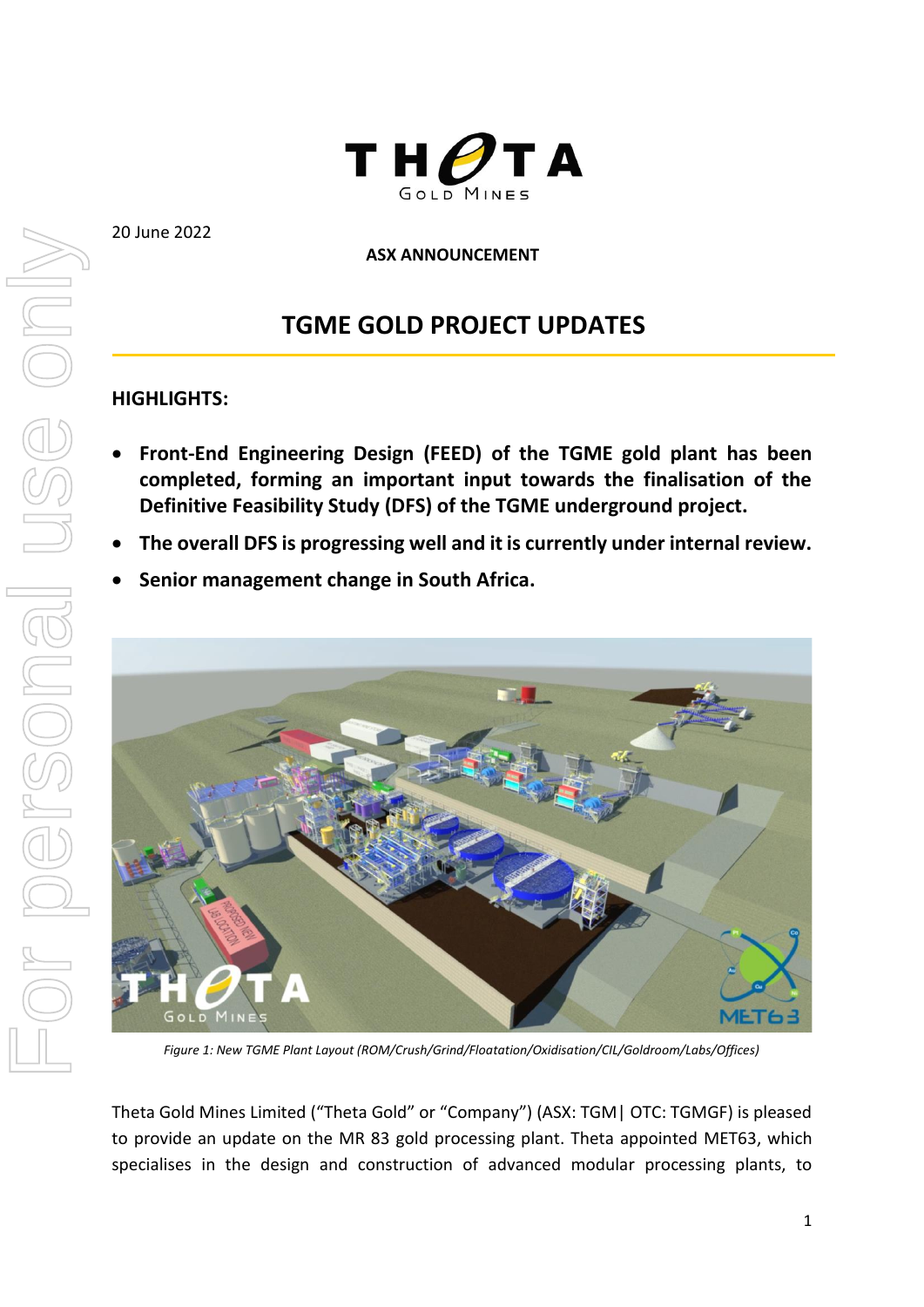20 June 2022

**ASX ANNOUNCEMENT**

# TGME GOLD PROJECT UPDATES

## HIGHLIGHTS:

- **Front-End Engineering Design (FEED) of the TGME gold plant has been completed, forming an important input towards the finalisation of the Definitive Feasibility Study (DFS) of the TGME underground project.**
- **The overall DFS is progressing well and it is currently under internal review.**
- **Senior management change in South Africa.**

*Figure 1: New TGME Plant Layout (ROM/Crush/Grind/Floatation/Oxidisation/CIL/Goldroom/Labs/Offices)*

Theta Gold Mines Limited ("Theta Gold" or "Company") (ASX: TGM| OTC: TGMGF) is pleased to provide an update on the MR 83 gold processing plant. Theta appointed MET63, which specialises in the design and construction of advanced modular processing plants, to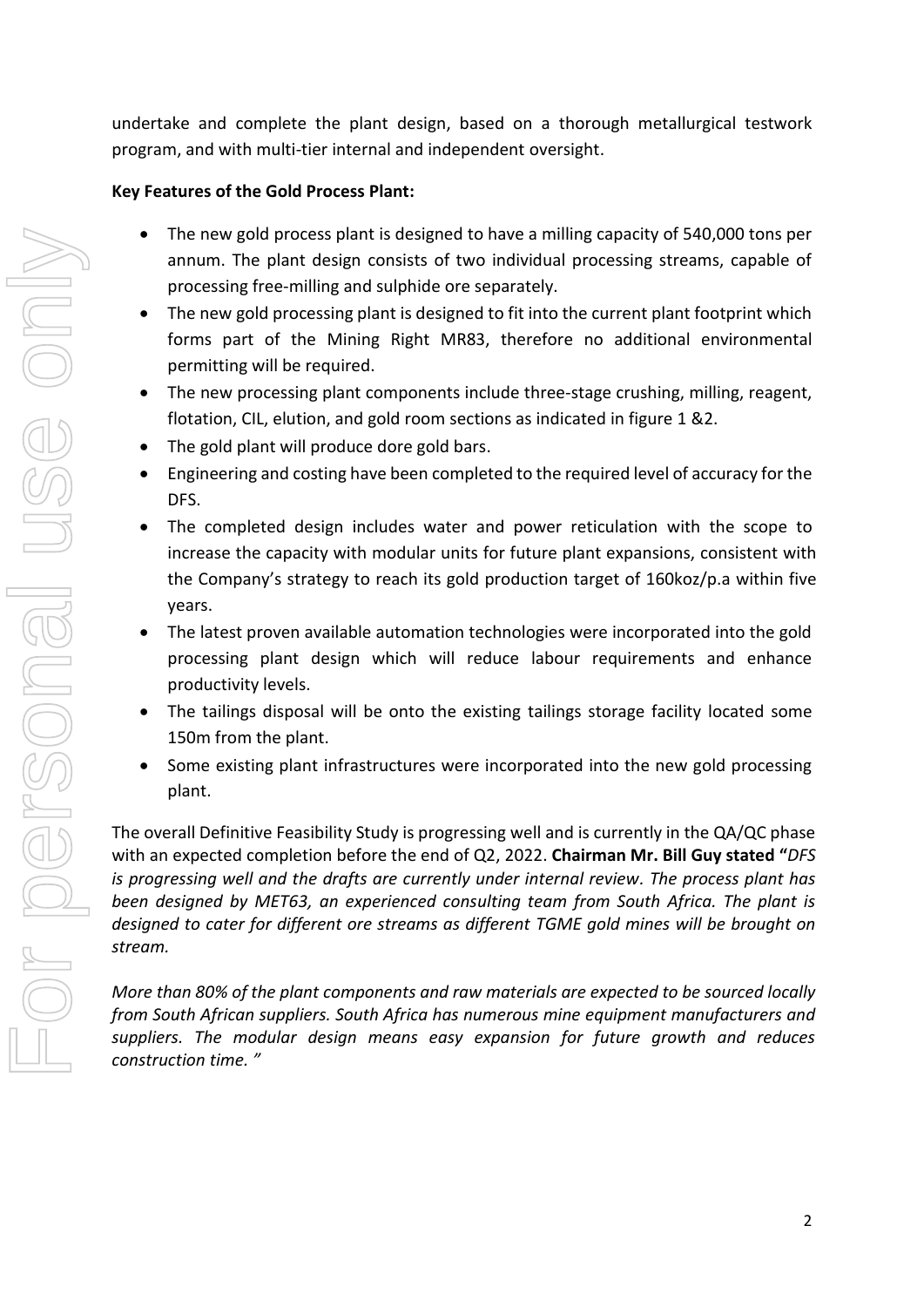undertake and complete the plant design, based on a thorough metallurgical testwork program, and with multi-tier internal and independent oversight.

**Key Features of the Gold Process Plant:**

- The new gold process plant is designed to have a milling capacity of 540,000 tons per annum. The plant design consists of two individual processing streams, capable of processing free-milling and sulphide ore separately.
- The new gold processing plant is designed to fit into the current plant footprint which forms part of the Mining Right MR83, therefore no additional environmental permitting will be required.
- The new processing plant components include three-stage crushing, milling, reagent, flotation, CIL, elution, and gold room sections as indicated in figure 1 &2.
- The gold plant will produce dore gold bars.
- Engineering and costing have been completed to the required level of accuracy for the DFS.
- The completed design includes water and power reticulation with the scope to increase the capacity with modular units for future plant expansions, consistent with the Company's strategy to reach its gold production target of 160koz/p.a within five years.
- The latest proven available automation technologies were incorporated into the gold processing plant design which will reduce labour requirements and enhance productivity levels.
- The tailings disposal will be onto the existing tailings storage facility located some 150m from the plant.
- Some existing plant infrastructures were incorporated into the new gold processing plant.

The overall Definitive Feasibility Study is progressing well and is currently in the QA/QC phase with an expected completion before the end of Q2, 2022. **Chairman Mr. Bill Guy stated "***DFS is progressing well and the drafts are currently under internal review. The process plant has been designed by MET63, an experienced consulting team from South Africa. The plant is designed to cater for different ore streams as different TGME gold mines will be brought on stream.*

*More than 80% of the plant components and raw materials are expected to be sourced locally from South African suppliers. South Africa has numerous mine equipment manufacturers and suppliers. The modular design means easy expansion for future growth and reduces construction time. "*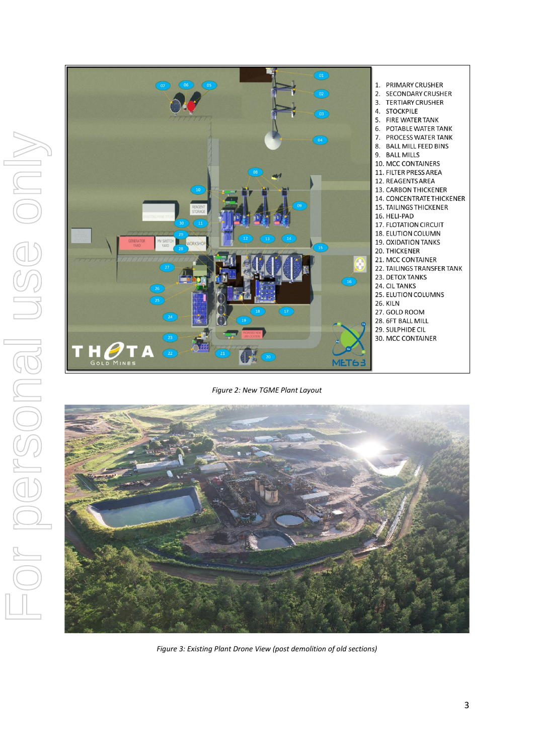1. PRIMARY CRUSHER
2. SECONDARY CRUSHER
3. TERTIARY CRUSHER
4. STOCKPILE
5. FIRE WATER TANK
6. POTABLE WATER TANK
7. PROCESS WATER TANK
8. BALL MILL FEED BINS
9. BALL MILLS
10. MCC CONTAINERS
11. FILTER PRESS AREA
12. REAGENTS AREA
13. CARBON THICKENER
14. CONCENTRATE THICKENER
15. TAILINGS THICKENER
16. HELI-PAD
17. FLOTATION CIRCUIT
18. ELUTION COLUMN
19. OXIDATION TANKS
20. THICKENER
21. MCC CONTAINER
22. TAILINGS TRANSFER TANK
23. DETOX TANKS
24. CIL TANKS
25. ELUTION COLUMNS
26. KILN
27. GOLD ROOM
28. 6FT BALL MILL
29. SULPHIDE CIL
30. MCC CONTAINER

*Figure 2: New TGME Plant Layout*

*Figure 3: Existing Plant Drone View (post demolition of old sections)*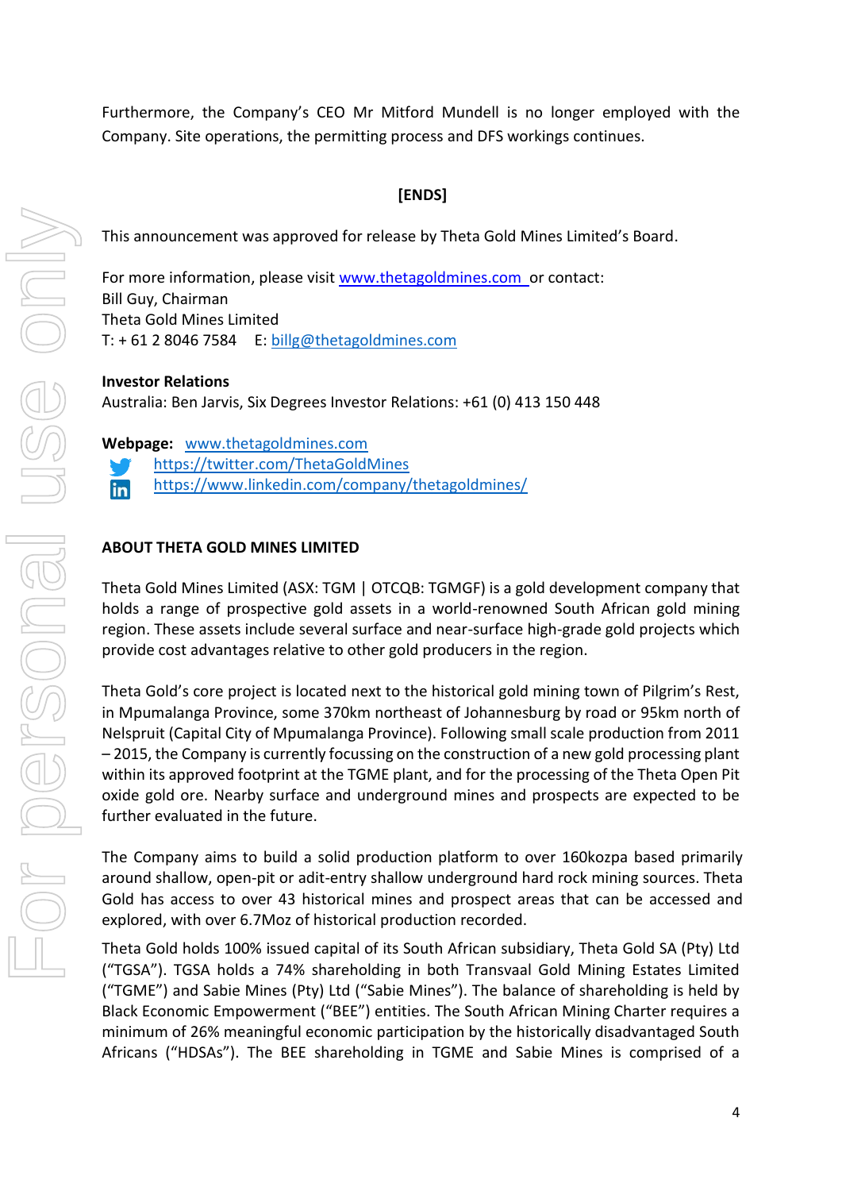Furthermore, the Company's CEO Mr Mitford Mundell is no longer employed with the Company. Site operations, the permitting process and DFS workings continues.

**[ENDS]**

This announcement was approved for release by Theta Gold Mines Limited's Board.

For more information, please visit www.thetagoldmines.com or contact:
Bill Guy, Chairman
Theta Gold Mines Limited
T: + 61 2 8046 7584 E: billg@thetagoldmines.com

**Investor Relations**
Australia: Ben Jarvis, Six Degrees Investor Relations: +61 (0) 413 150 448

**Webpage:** www.thetagoldmines.com
https://twitter.com/ThetaGoldMines
https://www.linkedin.com/company/thetagoldmines/

**ABOUT THETA GOLD MINES LIMITED**

Theta Gold Mines Limited (ASX: TGM | OTCQB: TGMGF) is a gold development company that holds a range of prospective gold assets in a world-renowned South African gold mining region. These assets include several surface and near-surface high-grade gold projects which provide cost advantages relative to other gold producers in the region.

Theta Gold's core project is located next to the historical gold mining town of Pilgrim's Rest, in Mpumalanga Province, some 370km northeast of Johannesburg by road or 95km north of Nelspruit (Capital City of Mpumalanga Province). Following small scale production from 2011 – 2015, the Company is currently focussing on the construction of a new gold processing plant within its approved footprint at the TGME plant, and for the processing of the Theta Open Pit oxide gold ore. Nearby surface and underground mines and prospects are expected to be further evaluated in the future.

The Company aims to build a solid production platform to over 160kozpa based primarily around shallow, open-pit or adit-entry shallow underground hard rock mining sources. Theta Gold has access to over 43 historical mines and prospect areas that can be accessed and explored, with over 6.7Moz of historical production recorded.

Theta Gold holds 100% issued capital of its South African subsidiary, Theta Gold SA (Pty) Ltd ("TGSA"). TGSA holds a 74% shareholding in both Transvaal Gold Mining Estates Limited ("TGME") and Sabie Mines (Pty) Ltd ("Sabie Mines"). The balance of shareholding is held by Black Economic Empowerment ("BEE") entities. The South African Mining Charter requires a minimum of 26% meaningful economic participation by the historically disadvantaged South Africans ("HDSAs"). The BEE shareholding in TGME and Sabie Mines is comprised of a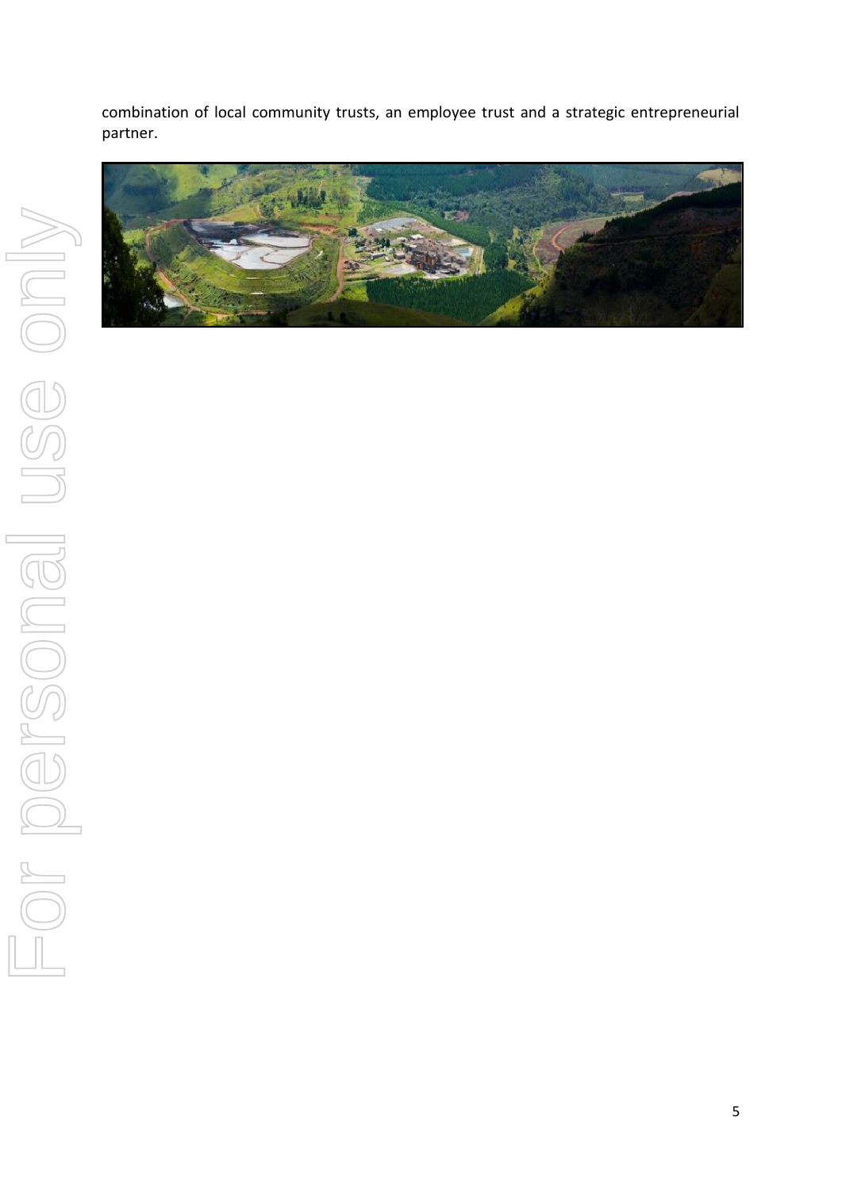combination of local community trusts, an employee trust and a strategic entrepreneurial partner.